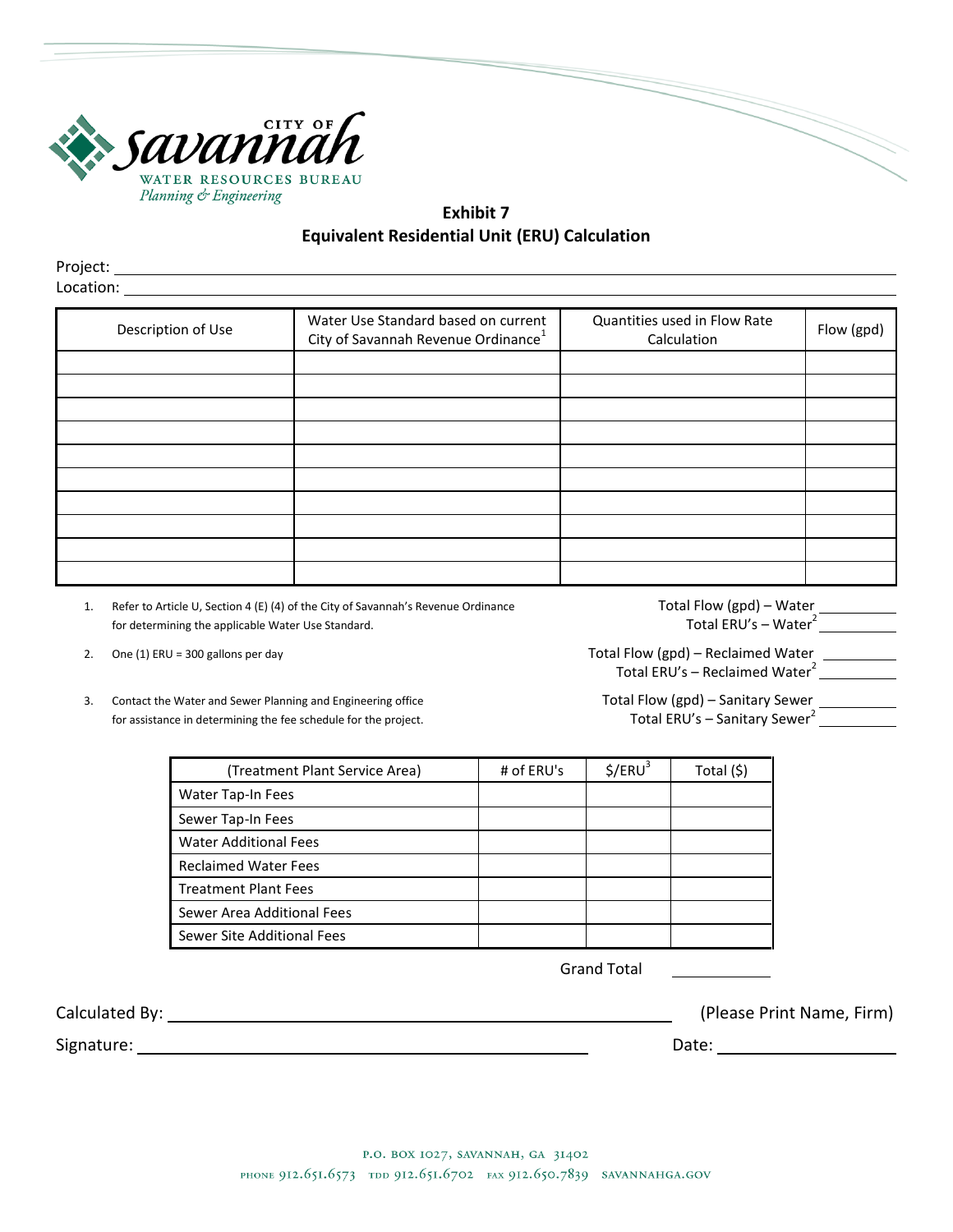CITY OF Savannah
WATER RESOURCES BUREAU
*Planning & Engineering*

## Exhibit 7
## Equivalent Residential Unit (ERU) Calculation

Project: ____________________

Location: ____________________

| Description of Use | Water Use Standard based on current City of Savannah Revenue Ordinance[1] | Quantities used in Flow Rate Calculation | Flow (gpd) |
|---|---|---|---|
| | | | |
| | | | |
| | | | |
| | | | |
| | | | |
| | | | |
| | | | |
| | | | |
| | | | |
| | | | |

1. Refer to Article U, Section 4 (E) (4) of the City of Savannah's Revenue Ordinance for determining the applicable Water Use Standard.
2. One (1) ERU = 300 gallons per day
3. Contact the Water and Sewer Planning and Engineering office for assistance in determining the fee schedule for the project.

Total Flow (gpd) – Water ________
Total ERU's – Water[2] ________

Total Flow (gpd) – Reclaimed Water ________
Total ERU's – Reclaimed Water[2] ________

Total Flow (gpd) – Sanitary Sewer ________
Total ERU's – Sanitary Sewer[2] ________

| (Treatment Plant Service Area) | # of ERU's | $/ERU[3] | Total ($) |
|---|---|---|---|
| Water Tap-In Fees | | | |
| Sewer Tap-In Fees | | | |
| Water Additional Fees | | | |
| Reclaimed Water Fees | | | |
| Treatment Plant Fees | | | |
| Sewer Area Additional Fees | | | |
| Sewer Site Additional Fees | | | |

Grand Total ________

Calculated By: ____________________ (Please Print Name, Firm)

Signature: ____________________ Date: ________

P.O. BOX 1027, SAVANNAH, GA 31402
PHONE 912.651.6573 TDD 912.651.6702 FAX 912.650.7839 SAVANNAHGA.GOV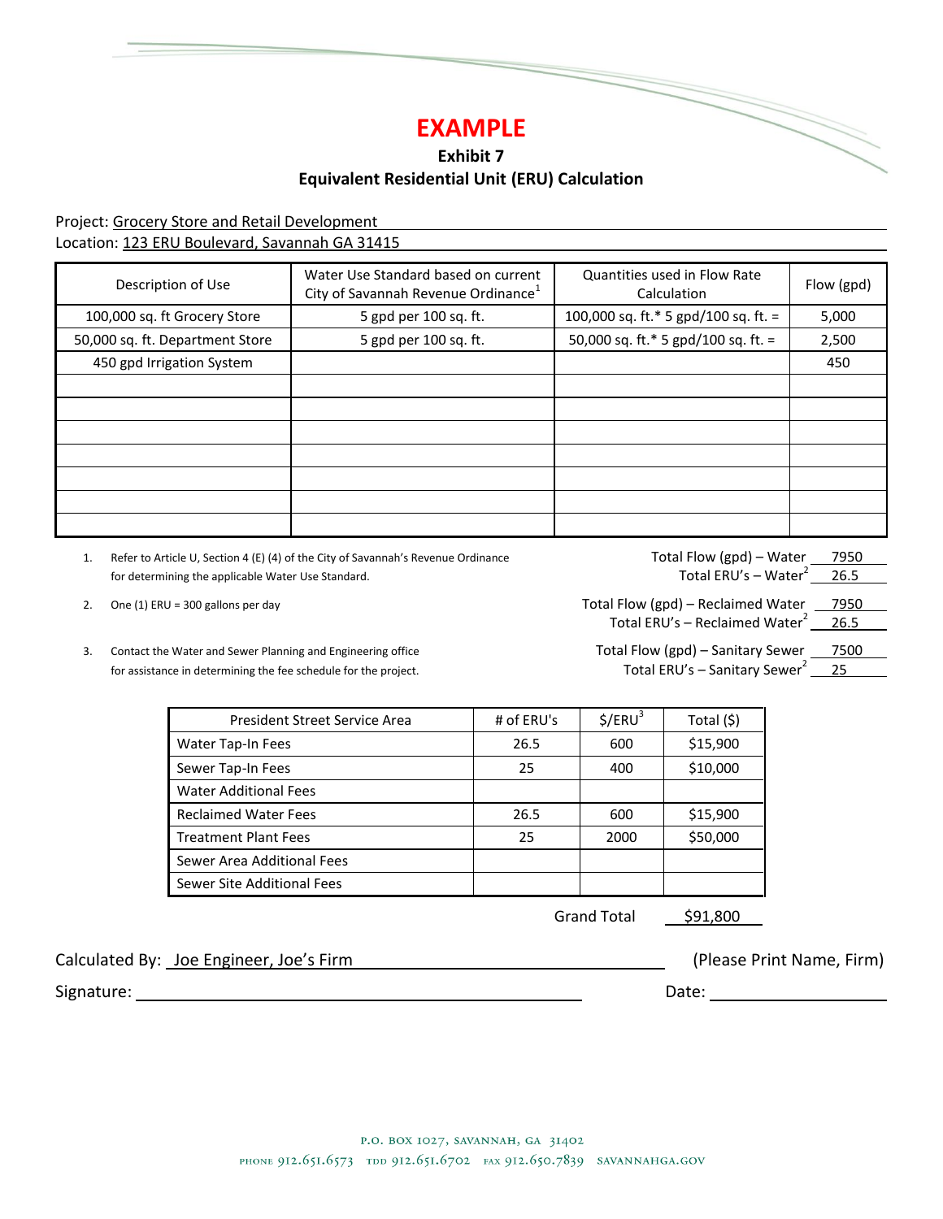# EXAMPLE

## Exhibit 7

## Equivalent Residential Unit (ERU) Calculation

Project: Grocery Store and Retail Development

Location: 123 ERU Boulevard, Savannah GA 31415

| Description of Use | Water Use Standard based on current City of Savannah Revenue Ordinance[1] | Quantities used in Flow Rate Calculation | Flow (gpd) |
|---|---|---|---|
| 100,000 sq. ft Grocery Store | 5 gpd per 100 sq. ft. | 100,000 sq. ft.* 5 gpd/100 sq. ft. = | 5,000 |
| 50,000 sq. ft. Department Store | 5 gpd per 100 sq. ft. | 50,000 sq. ft.* 5 gpd/100 sq. ft. = | 2,500 |
| 450 gpd Irrigation System | | | 450 |
| | | | |
| | | | |
| | | | |
| | | | |
| | | | |
| | | | |
| | | | |

1. Refer to Article U, Section 4 (E) (4) of the City of Savannah's Revenue Ordinance for determining the applicable Water Use Standard.
2. One (1) ERU = 300 gallons per day
3. Contact the Water and Sewer Planning and Engineering office for assistance in determining the fee schedule for the project.

Total Flow (gpd) – Water 7950
Total ERU's – Water[2] 26.5

Total Flow (gpd) – Reclaimed Water 7950
Total ERU's – Reclaimed Water[2] 26.5

Total Flow (gpd) – Sanitary Sewer 7500
Total ERU's – Sanitary Sewer[2] 25

| President Street Service Area | # of ERU's | $/ERU[3] | Total ($) |
|---|---|---|---|
| Water Tap-In Fees | 26.5 | 600 | $15,900 |
| Sewer Tap-In Fees | 25 | 400 | $10,000 |
| Water Additional Fees | | | |
| Reclaimed Water Fees | 26.5 | 600 | $15,900 |
| Treatment Plant Fees | 25 | 2000 | $50,000 |
| Sewer Area Additional Fees | | | |
| Sewer Site Additional Fees | | | |

Grand Total $91,800

Calculated By: Joe Engineer, Joe's Firm (Please Print Name, Firm)

Signature: ______________________ Date: ______________

P.O. BOX 1027, SAVANNAH, GA 31402
PHONE 912.651.6573 TDD 912.651.6702 FAX 912.650.7839 SAVANNAHGA.GOV